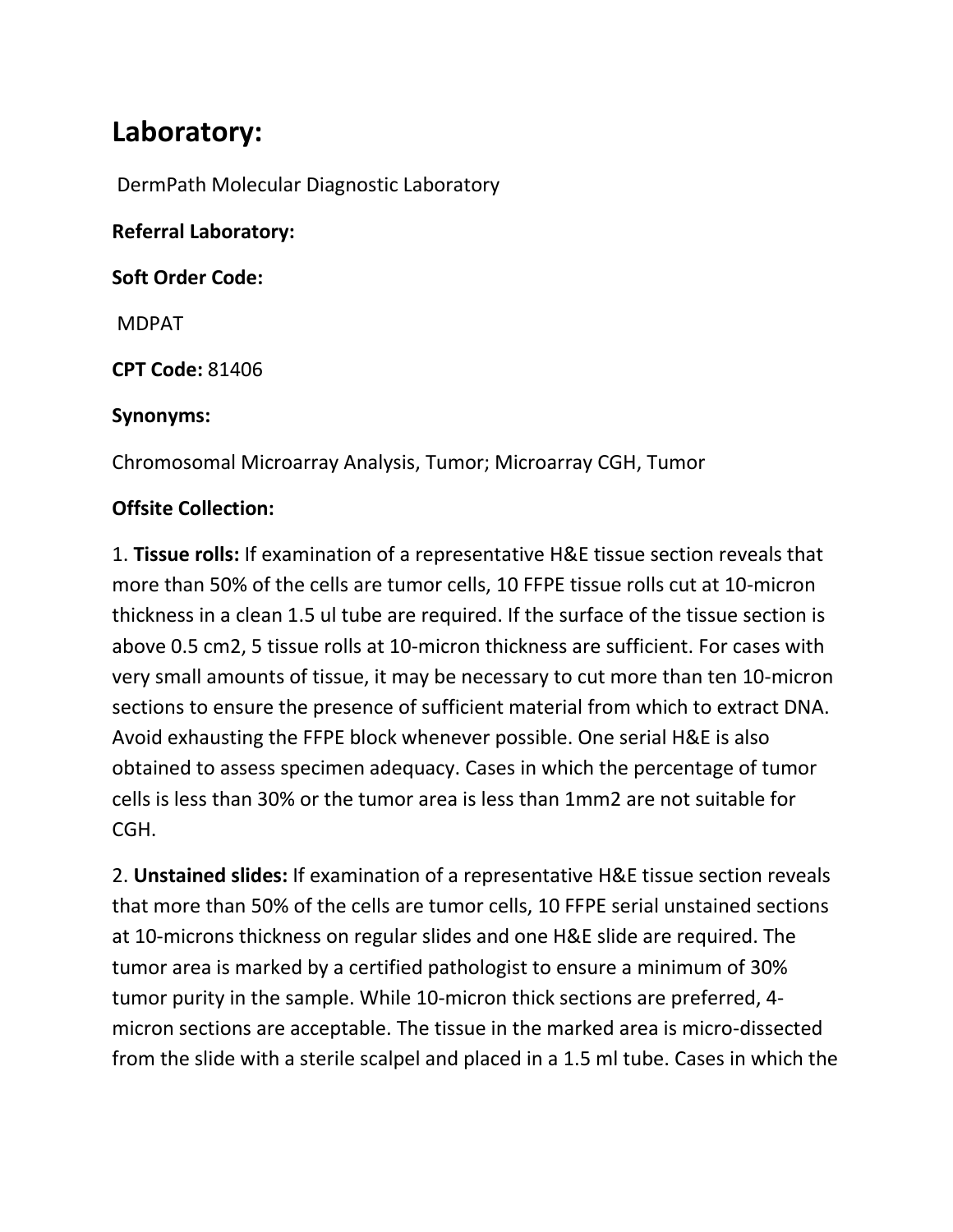# Laboratory:

DermPath Molecular Diagnostic Laboratory

**Referral Laboratory:**

**Soft Order Code:**

MDPAT

**CPT Code:** 81406

**Synonyms:**

Chromosomal Microarray Analysis, Tumor; Microarray CGH, Tumor

**Offsite Collection:**

1. **Tissue rolls:** If examination of a representative H&E tissue section reveals that more than 50% of the cells are tumor cells, 10 FFPE tissue rolls cut at 10-micron thickness in a clean 1.5 ul tube are required. If the surface of the tissue section is above 0.5 cm2, 5 tissue rolls at 10-micron thickness are sufficient. For cases with very small amounts of tissue, it may be necessary to cut more than ten 10-micron sections to ensure the presence of sufficient material from which to extract DNA. Avoid exhausting the FFPE block whenever possible. One serial H&E is also obtained to assess specimen adequacy. Cases in which the percentage of tumor cells is less than 30% or the tumor area is less than 1mm2 are not suitable for CGH.

2. **Unstained slides:** If examination of a representative H&E tissue section reveals that more than 50% of the cells are tumor cells, 10 FFPE serial unstained sections at 10-microns thickness on regular slides and one H&E slide are required. The tumor area is marked by a certified pathologist to ensure a minimum of 30% tumor purity in the sample. While 10-micron thick sections are preferred, 4-micron sections are acceptable. The tissue in the marked area is micro-dissected from the slide with a sterile scalpel and placed in a 1.5 ml tube. Cases in which the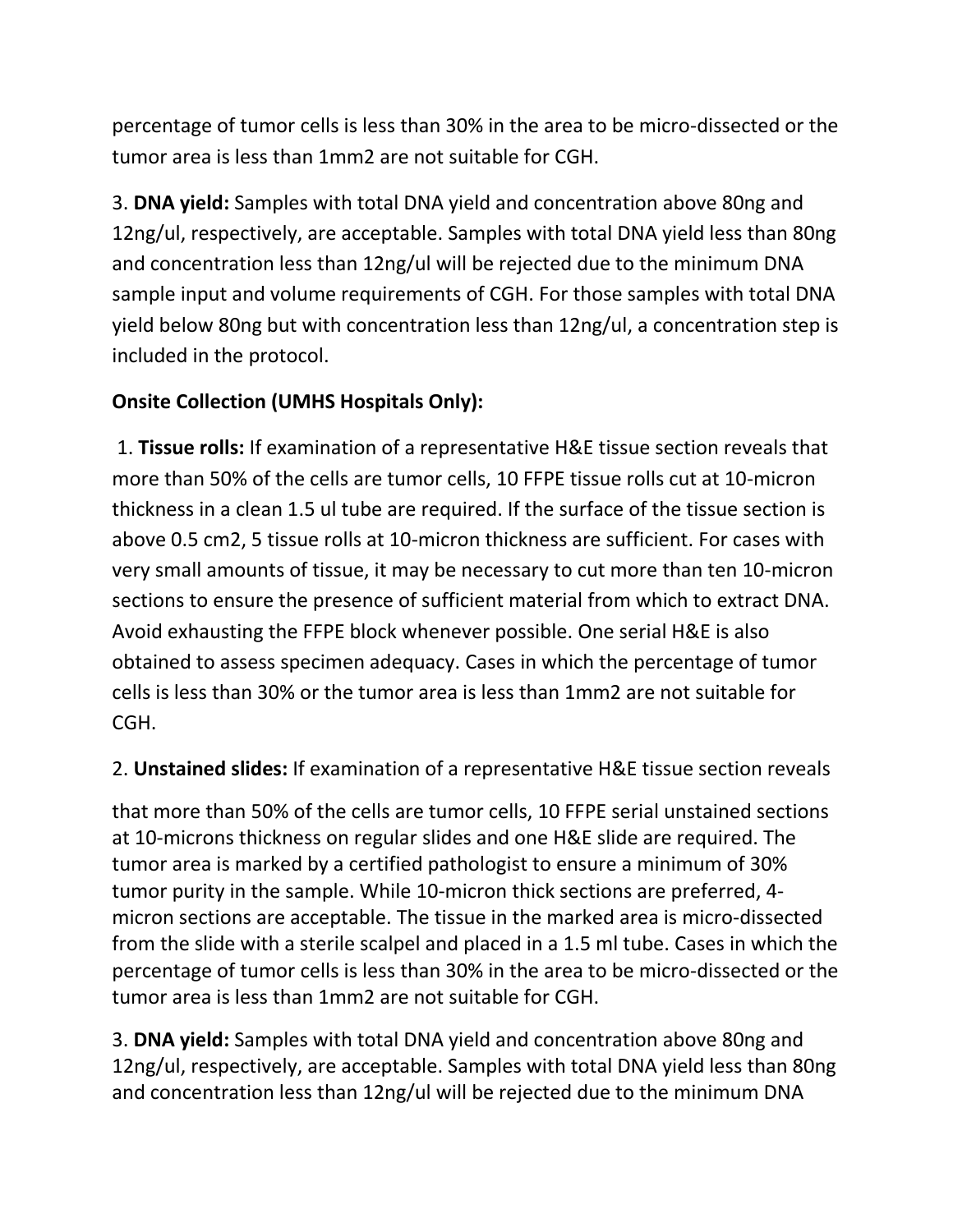percentage of tumor cells is less than 30% in the area to be micro-dissected or the tumor area is less than 1mm2 are not suitable for CGH.

3. **DNA yield:** Samples with total DNA yield and concentration above 80ng and 12ng/ul, respectively, are acceptable. Samples with total DNA yield less than 80ng and concentration less than 12ng/ul will be rejected due to the minimum DNA sample input and volume requirements of CGH. For those samples with total DNA yield below 80ng but with concentration less than 12ng/ul, a concentration step is included in the protocol.

**Onsite Collection (UMHS Hospitals Only):**

1. **Tissue rolls:** If examination of a representative H&E tissue section reveals that more than 50% of the cells are tumor cells, 10 FFPE tissue rolls cut at 10-micron thickness in a clean 1.5 ul tube are required. If the surface of the tissue section is above 0.5 cm2, 5 tissue rolls at 10-micron thickness are sufficient. For cases with very small amounts of tissue, it may be necessary to cut more than ten 10-micron sections to ensure the presence of sufficient material from which to extract DNA. Avoid exhausting the FFPE block whenever possible. One serial H&E is also obtained to assess specimen adequacy. Cases in which the percentage of tumor cells is less than 30% or the tumor area is less than 1mm2 are not suitable for CGH.

2. **Unstained slides:** If examination of a representative H&E tissue section reveals that more than 50% of the cells are tumor cells, 10 FFPE serial unstained sections at 10-microns thickness on regular slides and one H&E slide are required. The tumor area is marked by a certified pathologist to ensure a minimum of 30% tumor purity in the sample. While 10-micron thick sections are preferred, 4-micron sections are acceptable. The tissue in the marked area is micro-dissected from the slide with a sterile scalpel and placed in a 1.5 ml tube. Cases in which the percentage of tumor cells is less than 30% in the area to be micro-dissected or the tumor area is less than 1mm2 are not suitable for CGH.

3. **DNA yield:** Samples with total DNA yield and concentration above 80ng and 12ng/ul, respectively, are acceptable. Samples with total DNA yield less than 80ng and concentration less than 12ng/ul will be rejected due to the minimum DNA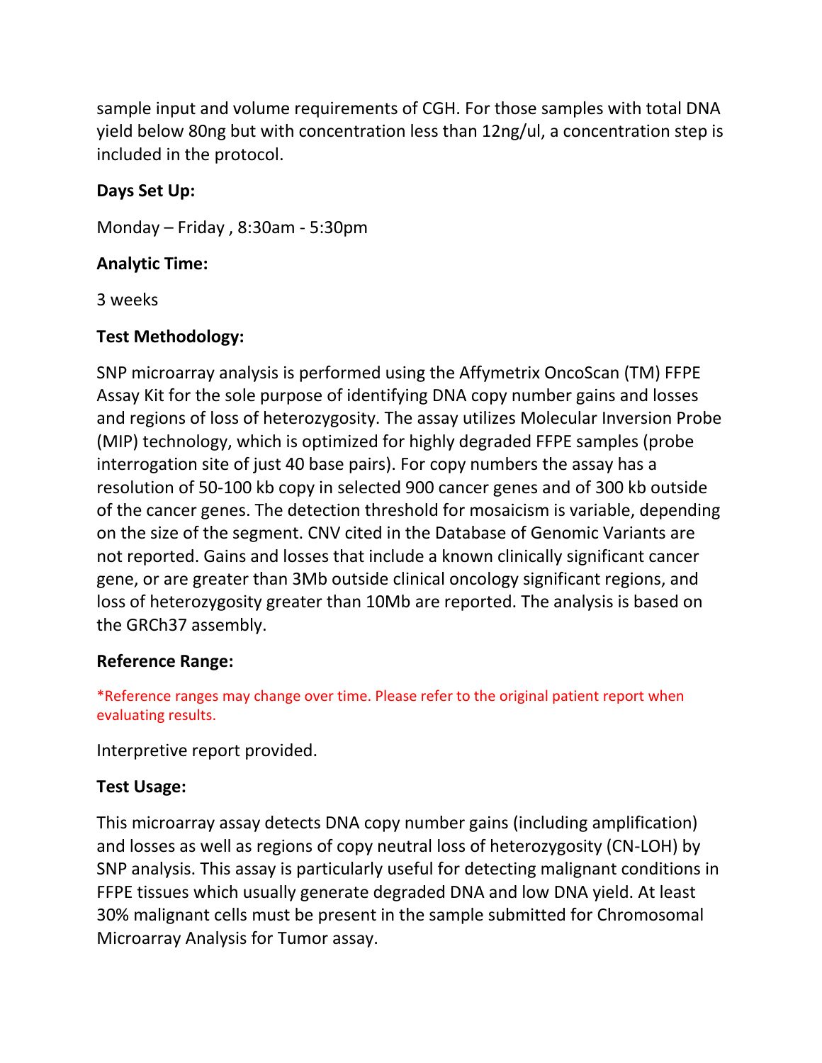sample input and volume requirements of CGH. For those samples with total DNA yield below 80ng but with concentration less than 12ng/ul, a concentration step is included in the protocol.

**Days Set Up:**

Monday – Friday , 8:30am - 5:30pm

**Analytic Time:**

3 weeks

**Test Methodology:**

SNP microarray analysis is performed using the Affymetrix OncoScan (TM) FFPE Assay Kit for the sole purpose of identifying DNA copy number gains and losses and regions of loss of heterozygosity. The assay utilizes Molecular Inversion Probe (MIP) technology, which is optimized for highly degraded FFPE samples (probe interrogation site of just 40 base pairs). For copy numbers the assay has a resolution of 50-100 kb copy in selected 900 cancer genes and of 300 kb outside of the cancer genes. The detection threshold for mosaicism is variable, depending on the size of the segment. CNV cited in the Database of Genomic Variants are not reported. Gains and losses that include a known clinically significant cancer gene, or are greater than 3Mb outside clinical oncology significant regions, and loss of heterozygosity greater than 10Mb are reported. The analysis is based on the GRCh37 assembly.

**Reference Range:**

*Reference ranges may change over time. Please refer to the original patient report when evaluating results.

Interpretive report provided.

**Test Usage:**

This microarray assay detects DNA copy number gains (including amplification) and losses as well as regions of copy neutral loss of heterozygosity (CN-LOH) by SNP analysis. This assay is particularly useful for detecting malignant conditions in FFPE tissues which usually generate degraded DNA and low DNA yield. At least 30% malignant cells must be present in the sample submitted for Chromosomal Microarray Analysis for Tumor assay.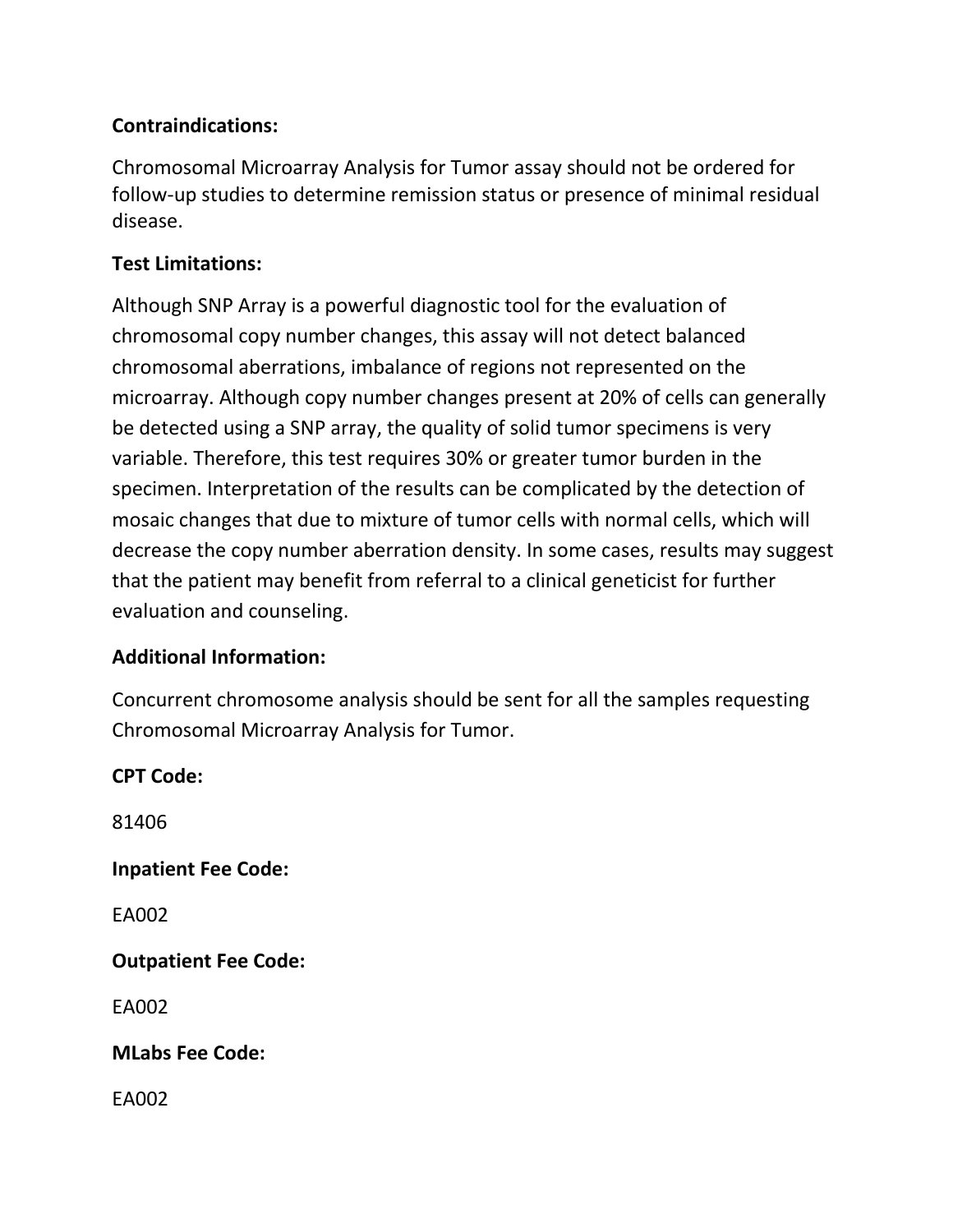**Contraindications:**

Chromosomal Microarray Analysis for Tumor assay should not be ordered for follow-up studies to determine remission status or presence of minimal residual disease.

**Test Limitations:**

Although SNP Array is a powerful diagnostic tool for the evaluation of chromosomal copy number changes, this assay will not detect balanced chromosomal aberrations, imbalance of regions not represented on the microarray. Although copy number changes present at 20% of cells can generally be detected using a SNP array, the quality of solid tumor specimens is very variable. Therefore, this test requires 30% or greater tumor burden in the specimen. Interpretation of the results can be complicated by the detection of mosaic changes that due to mixture of tumor cells with normal cells, which will decrease the copy number aberration density. In some cases, results may suggest that the patient may benefit from referral to a clinical geneticist for further evaluation and counseling.

**Additional Information:**

Concurrent chromosome analysis should be sent for all the samples requesting Chromosomal Microarray Analysis for Tumor.

**CPT Code:**

81406

**Inpatient Fee Code:**

EA002

**Outpatient Fee Code:**

EA002

**MLabs Fee Code:**

EA002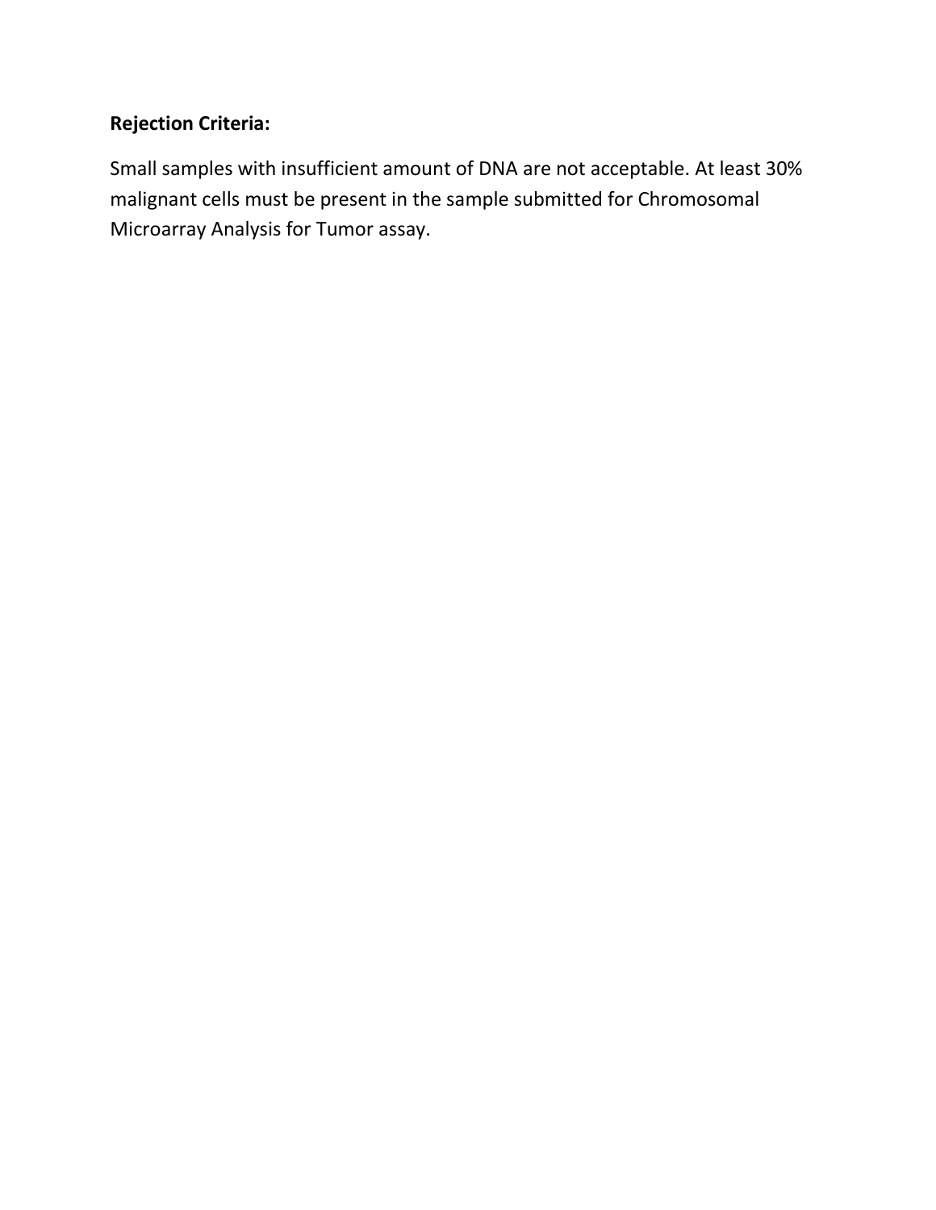**Rejection Criteria:**

Small samples with insufficient amount of DNA are not acceptable. At least 30% malignant cells must be present in the sample submitted for Chromosomal Microarray Analysis for Tumor assay.